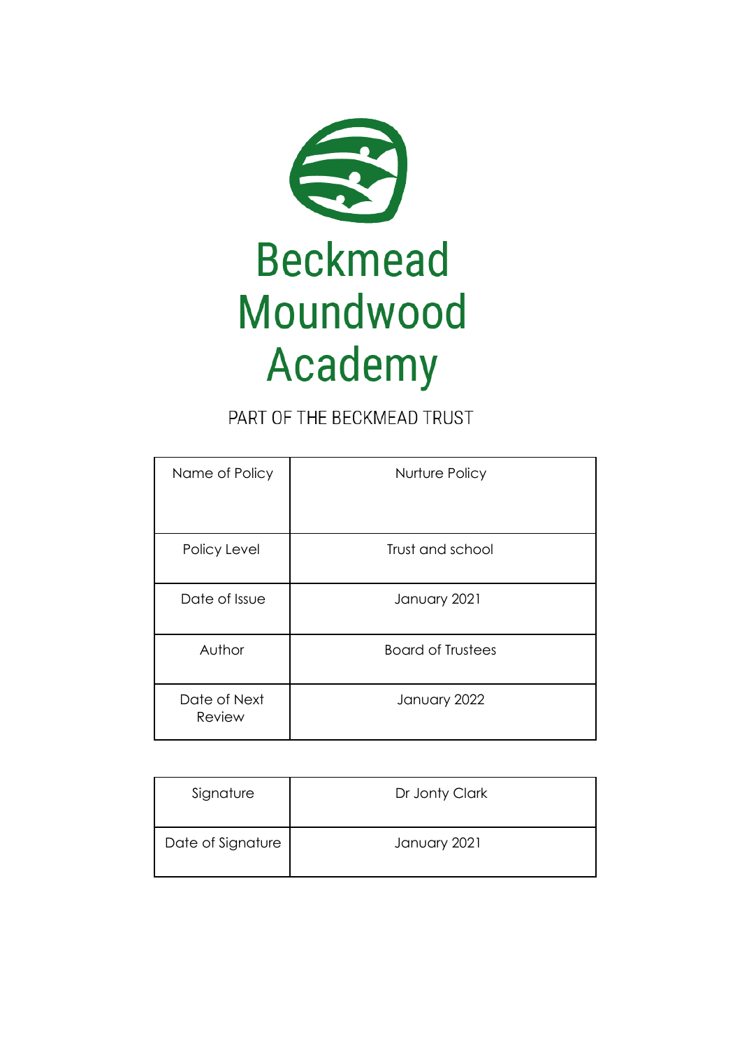# Beckmead Moundwood Academy

PART OF THE BECKMEAD TRUST

| Name of Policy | Nurture Policy |
|---|---|
| Policy Level | Trust and school |
| Date of Issue | January 2021 |
| Author | Board of Trustees |
| Date of Next Review | January 2022 |

| Signature | Dr Jonty Clark |
|---|---|
| Date of Signature | January 2021 |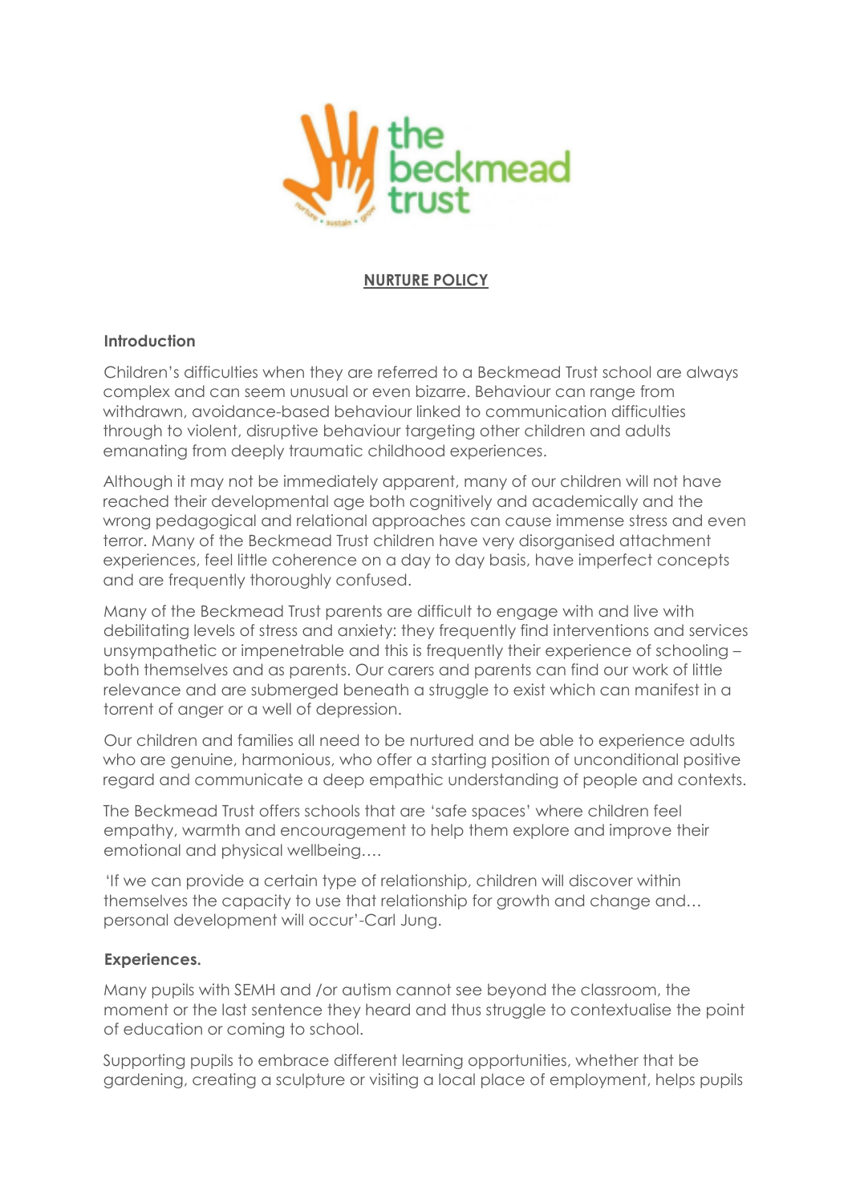# NURTURE POLICY

## Introduction

Children's difficulties when they are referred to a Beckmead Trust school are always complex and can seem unusual or even bizarre. Behaviour can range from withdrawn, avoidance-based behaviour linked to communication difficulties through to violent, disruptive behaviour targeting other children and adults emanating from deeply traumatic childhood experiences.

Although it may not be immediately apparent, many of our children will not have reached their developmental age both cognitively and academically and the wrong pedagogical and relational approaches can cause immense stress and even terror. Many of the Beckmead Trust children have very disorganised attachment experiences, feel little coherence on a day to day basis, have imperfect concepts and are frequently thoroughly confused.

Many of the Beckmead Trust parents are difficult to engage with and live with debilitating levels of stress and anxiety: they frequently find interventions and services unsympathetic or impenetrable and this is frequently their experience of schooling – both themselves and as parents. Our carers and parents can find our work of little relevance and are submerged beneath a struggle to exist which can manifest in a torrent of anger or a well of depression.

Our children and families all need to be nurtured and be able to experience adults who are genuine, harmonious, who offer a starting position of unconditional positive regard and communicate a deep empathic understanding of people and contexts.

The Beckmead Trust offers schools that are 'safe spaces' where children feel empathy, warmth and encouragement to help them explore and improve their emotional and physical wellbeing….

'If we can provide a certain type of relationship, children will discover within themselves the capacity to use that relationship for growth and change and… personal development will occur'-Carl Jung.

## Experiences.

Many pupils with SEMH and /or autism cannot see beyond the classroom, the moment or the last sentence they heard and thus struggle to contextualise the point of education or coming to school.

Supporting pupils to embrace different learning opportunities, whether that be gardening, creating a sculpture or visiting a local place of employment, helps pupils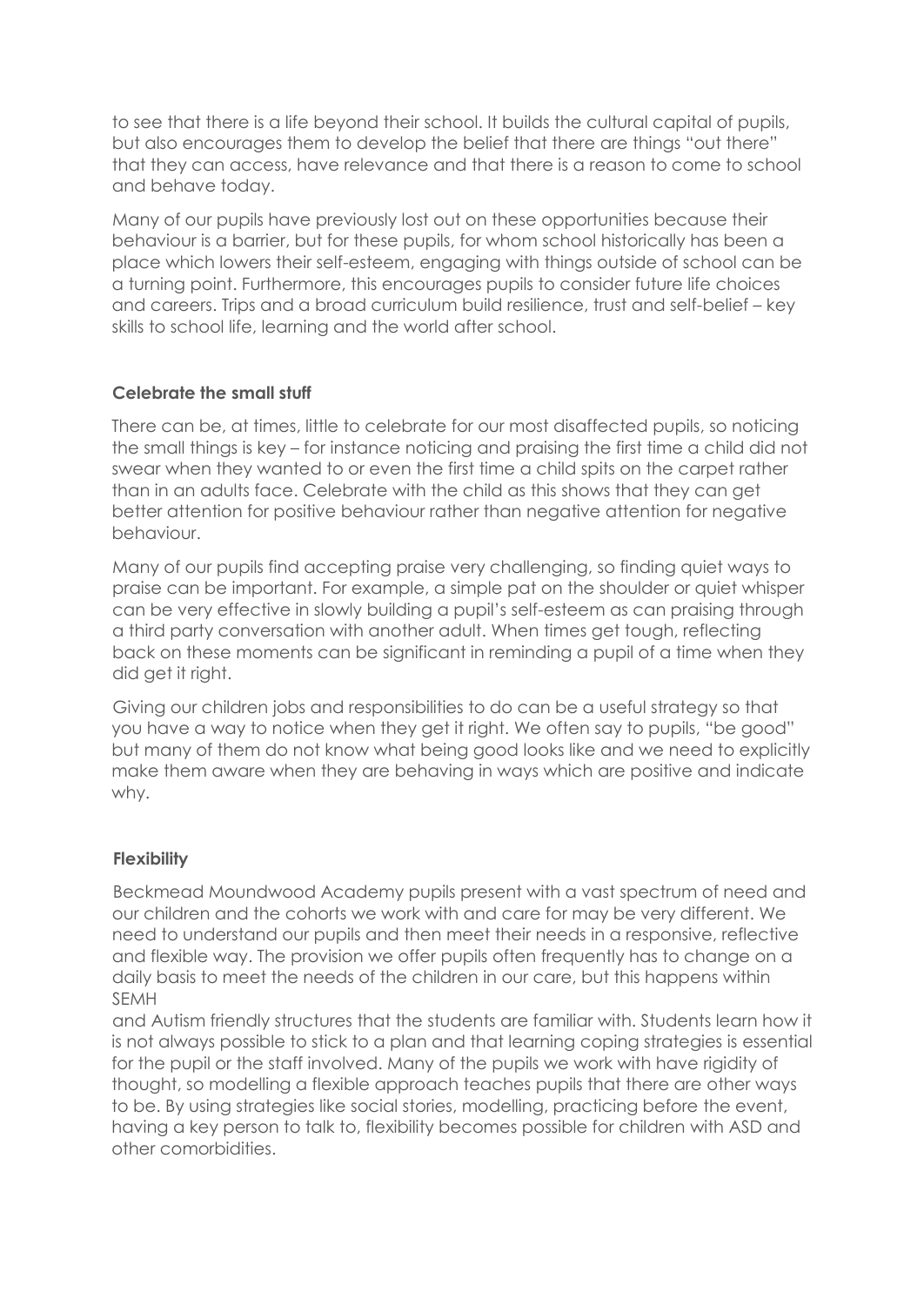to see that there is a life beyond their school. It builds the cultural capital of pupils, but also encourages them to develop the belief that there are things "out there" that they can access, have relevance and that there is a reason to come to school and behave today.

Many of our pupils have previously lost out on these opportunities because their behaviour is a barrier, but for these pupils, for whom school historically has been a place which lowers their self-esteem, engaging with things outside of school can be a turning point. Furthermore, this encourages pupils to consider future life choices and careers. Trips and a broad curriculum build resilience, trust and self-belief – key skills to school life, learning and the world after school.

**Celebrate the small stuff**

There can be, at times, little to celebrate for our most disaffected pupils, so noticing the small things is key – for instance noticing and praising the first time a child did not swear when they wanted to or even the first time a child spits on the carpet rather than in an adults face. Celebrate with the child as this shows that they can get better attention for positive behaviour rather than negative attention for negative behaviour.

Many of our pupils find accepting praise very challenging, so finding quiet ways to praise can be important. For example, a simple pat on the shoulder or quiet whisper can be very effective in slowly building a pupil's self-esteem as can praising through a third party conversation with another adult. When times get tough, reflecting back on these moments can be significant in reminding a pupil of a time when they did get it right.

Giving our children jobs and responsibilities to do can be a useful strategy so that you have a way to notice when they get it right. We often say to pupils, "be good" but many of them do not know what being good looks like and we need to explicitly make them aware when they are behaving in ways which are positive and indicate why.

**Flexibility**

Beckmead Moundwood Academy pupils present with a vast spectrum of need and our children and the cohorts we work with and care for may be very different. We need to understand our pupils and then meet their needs in a responsive, reflective and flexible way. The provision we offer pupils often frequently has to change on a daily basis to meet the needs of the children in our care, but this happens within SEMH and Autism friendly structures that the students are familiar with. Students learn how it is not always possible to stick to a plan and that learning coping strategies is essential for the pupil or the staff involved. Many of the pupils we work with have rigidity of thought, so modelling a flexible approach teaches pupils that there are other ways to be. By using strategies like social stories, modelling, practicing before the event, having a key person to talk to, flexibility becomes possible for children with ASD and other comorbidities.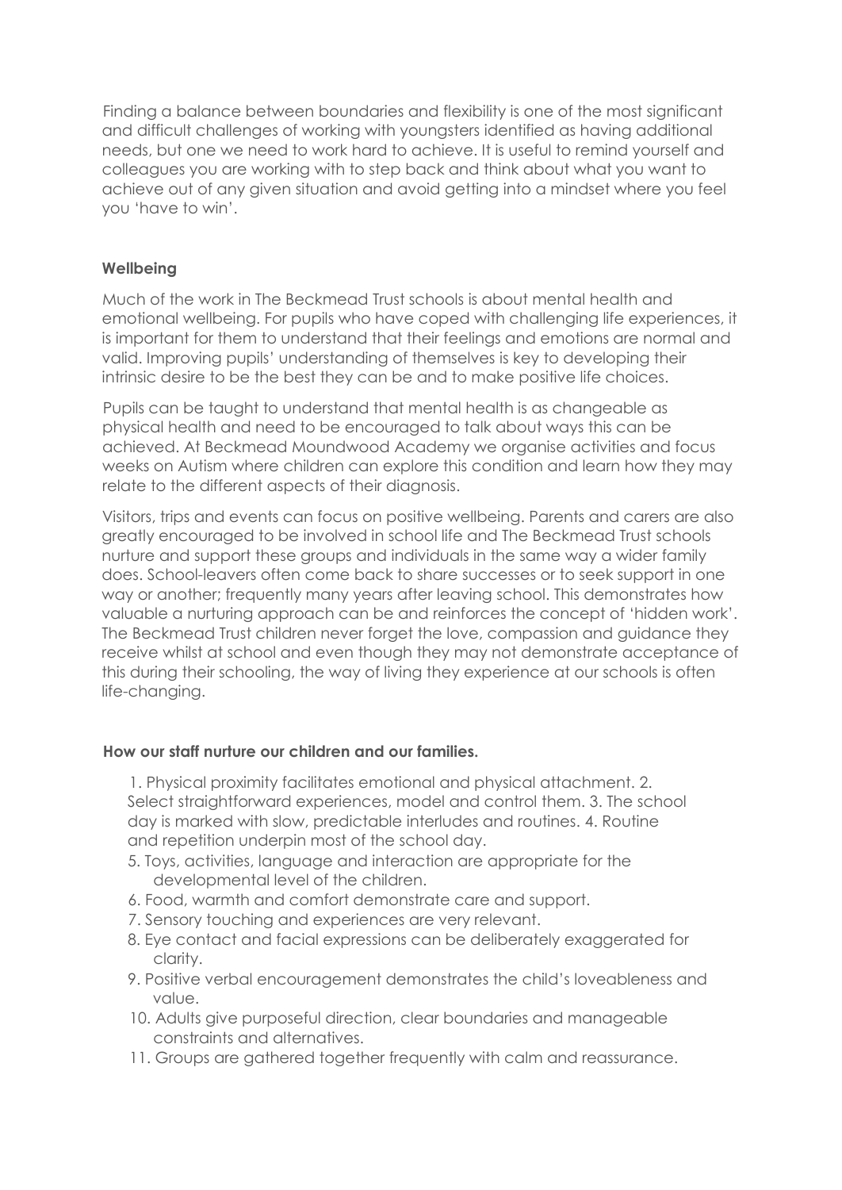Finding a balance between boundaries and flexibility is one of the most significant and difficult challenges of working with youngsters identified as having additional needs, but one we need to work hard to achieve. It is useful to remind yourself and colleagues you are working with to step back and think about what you want to achieve out of any given situation and avoid getting into a mindset where you feel you 'have to win'.

**Wellbeing**

Much of the work in The Beckmead Trust schools is about mental health and emotional wellbeing. For pupils who have coped with challenging life experiences, it is important for them to understand that their feelings and emotions are normal and valid. Improving pupils' understanding of themselves is key to developing their intrinsic desire to be the best they can be and to make positive life choices.

Pupils can be taught to understand that mental health is as changeable as physical health and need to be encouraged to talk about ways this can be achieved. At Beckmead Moundwood Academy we organise activities and focus weeks on Autism where children can explore this condition and learn how they may relate to the different aspects of their diagnosis.

Visitors, trips and events can focus on positive wellbeing. Parents and carers are also greatly encouraged to be involved in school life and The Beckmead Trust schools nurture and support these groups and individuals in the same way a wider family does. School-leavers often come back to share successes or to seek support in one way or another; frequently many years after leaving school. This demonstrates how valuable a nurturing approach can be and reinforces the concept of 'hidden work'. The Beckmead Trust children never forget the love, compassion and guidance they receive whilst at school and even though they may not demonstrate acceptance of this during their schooling, the way of living they experience at our schools is often life-changing.

**How our staff nurture our children and our families.**

1. Physical proximity facilitates emotional and physical attachment.
2. Select straightforward experiences, model and control them.
3. The school day is marked with slow, predictable interludes and routines.
4. Routine and repetition underpin most of the school day.
5. Toys, activities, language and interaction are appropriate for the developmental level of the children.
6. Food, warmth and comfort demonstrate care and support.
7. Sensory touching and experiences are very relevant.
8. Eye contact and facial expressions can be deliberately exaggerated for clarity.
9. Positive verbal encouragement demonstrates the child's loveableness and value.
10. Adults give purposeful direction, clear boundaries and manageable constraints and alternatives.
11. Groups are gathered together frequently with calm and reassurance.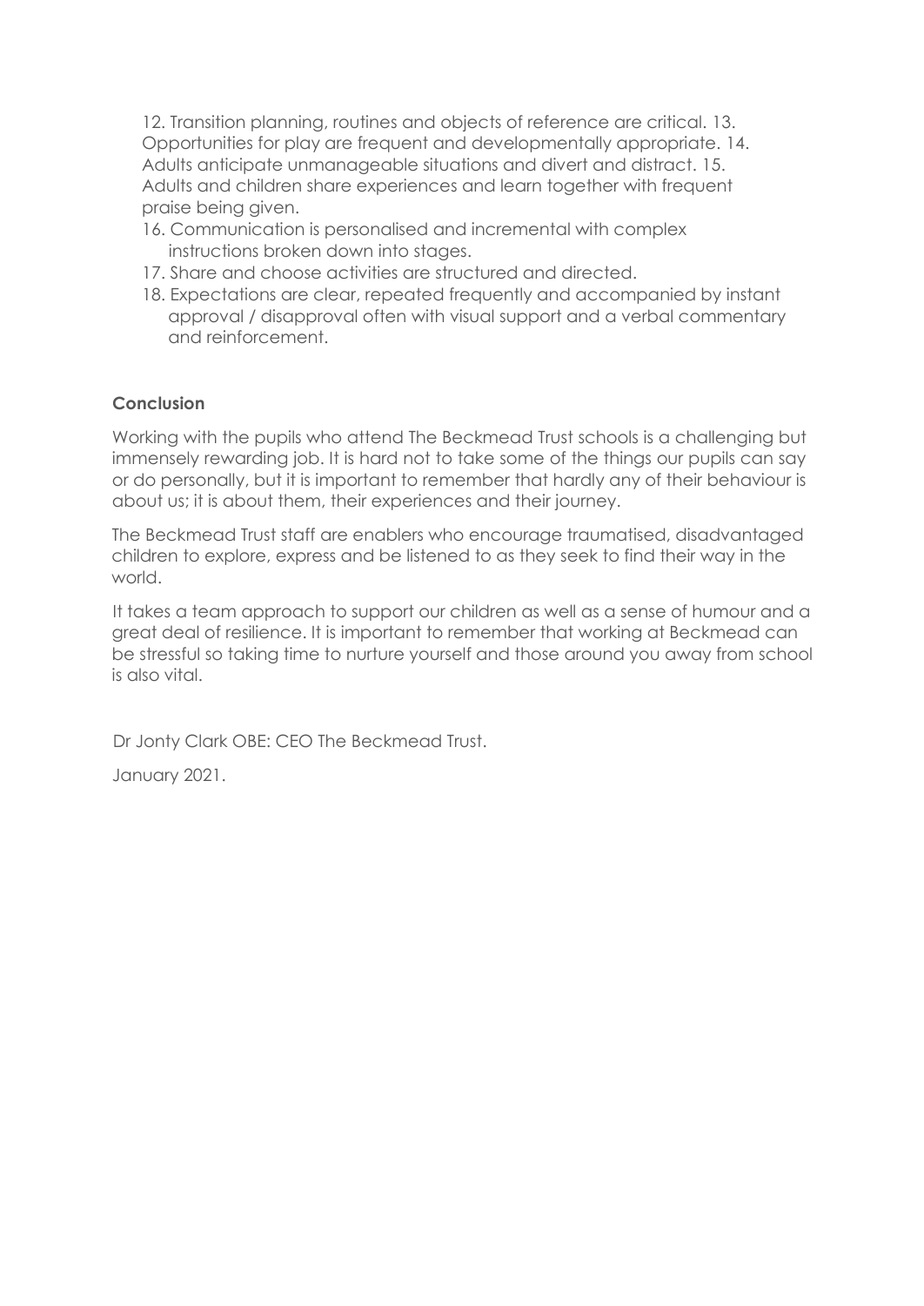12. Transition planning, routines and objects of reference are critical.
13. Opportunities for play are frequent and developmentally appropriate.
14. Adults anticipate unmanageable situations and divert and distract.
15. Adults and children share experiences and learn together with frequent praise being given.
16. Communication is personalised and incremental with complex instructions broken down into stages.
17. Share and choose activities are structured and directed.
18. Expectations are clear, repeated frequently and accompanied by instant approval / disapproval often with visual support and a verbal commentary and reinforcement.

**Conclusion**

Working with the pupils who attend The Beckmead Trust schools is a challenging but immensely rewarding job. It is hard not to take some of the things our pupils can say or do personally, but it is important to remember that hardly any of their behaviour is about us; it is about them, their experiences and their journey.

The Beckmead Trust staff are enablers who encourage traumatised, disadvantaged children to explore, express and be listened to as they seek to find their way in the world.

It takes a team approach to support our children as well as a sense of humour and a great deal of resilience. It is important to remember that working at Beckmead can be stressful so taking time to nurture yourself and those around you away from school is also vital.

Dr Jonty Clark OBE: CEO The Beckmead Trust.

January 2021.